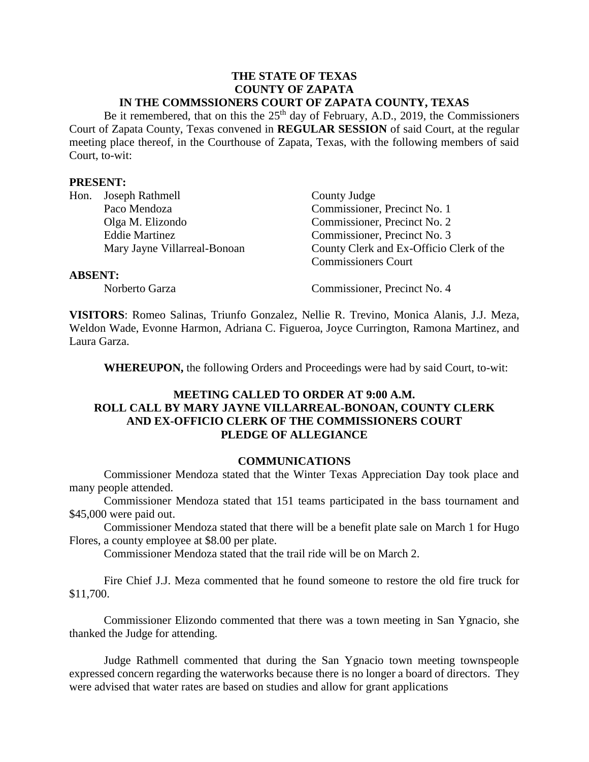**THE STATE OF TEXAS**
**COUNTY OF ZAPATA**
**IN THE COMMSSIONERS COURT OF ZAPATA COUNTY, TEXAS**

Be it remembered, that on this the 25th day of February, A.D., 2019, the Commissioners Court of Zapata County, Texas convened in **REGULAR SESSION** of said Court, at the regular meeting place thereof, in the Courthouse of Zapata, Texas, with the following members of said Court, to-wit:

**PRESENT:**

| | |
|---|---|
| Hon. Joseph Rathmell | County Judge |
| Paco Mendoza | Commissioner, Precinct No. 1 |
| Olga M. Elizondo | Commissioner, Precinct No. 2 |
| Eddie Martinez | Commissioner, Precinct No. 3 |
| Mary Jayne Villarreal-Bonoan | County Clerk and Ex-Officio Clerk of the Commissioners Court |

**ABSENT:**

| | |
|---|---|
| Norberto Garza | Commissioner, Precinct No. 4 |

**VISITORS**: Romeo Salinas, Triunfo Gonzalez, Nellie R. Trevino, Monica Alanis, J.J. Meza, Weldon Wade, Evonne Harmon, Adriana C. Figueroa, Joyce Currington, Ramona Martinez, and Laura Garza.

**WHEREUPON,** the following Orders and Proceedings were had by said Court, to-wit:

**MEETING CALLED TO ORDER AT 9:00 A.M.**
**ROLL CALL BY MARY JAYNE VILLARREAL-BONOAN, COUNTY CLERK AND EX-OFFICIO CLERK OF THE COMMISSIONERS COURT**
**PLEDGE OF ALLEGIANCE**

**COMMUNICATIONS**

Commissioner Mendoza stated that the Winter Texas Appreciation Day took place and many people attended.

Commissioner Mendoza stated that 151 teams participated in the bass tournament and $45,000 were paid out.

Commissioner Mendoza stated that there will be a benefit plate sale on March 1 for Hugo Flores, a county employee at $8.00 per plate.

Commissioner Mendoza stated that the trail ride will be on March 2.

Fire Chief J.J. Meza commented that he found someone to restore the old fire truck for $11,700.

Commissioner Elizondo commented that there was a town meeting in San Ygnacio, she thanked the Judge for attending.

Judge Rathmell commented that during the San Ygnacio town meeting townspeople expressed concern regarding the waterworks because there is no longer a board of directors. They were advised that water rates are based on studies and allow for grant applications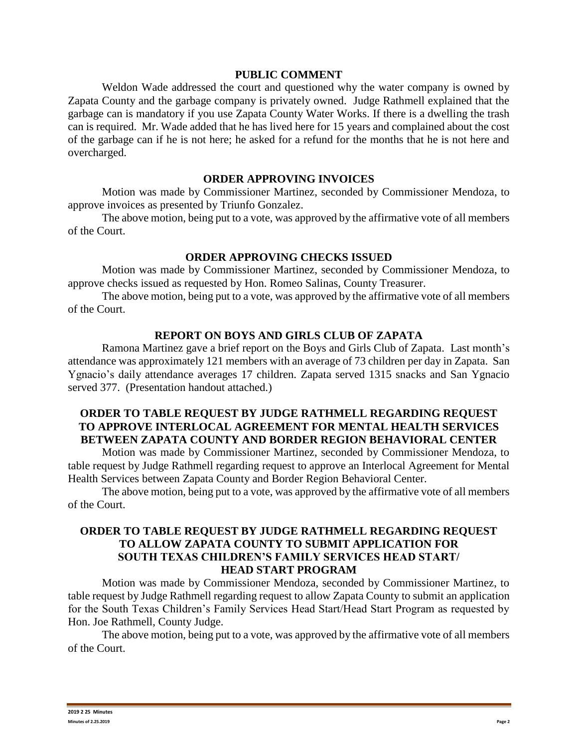## PUBLIC COMMENT

Weldon Wade addressed the court and questioned why the water company is owned by Zapata County and the garbage company is privately owned. Judge Rathmell explained that the garbage can is mandatory if you use Zapata County Water Works. If there is a dwelling the trash can is required. Mr. Wade added that he has lived here for 15 years and complained about the cost of the garbage can if he is not here; he asked for a refund for the months that he is not here and overcharged.

## ORDER APPROVING INVOICES

Motion was made by Commissioner Martinez, seconded by Commissioner Mendoza, to approve invoices as presented by Triunfo Gonzalez.

The above motion, being put to a vote, was approved by the affirmative vote of all members of the Court.

## ORDER APPROVING CHECKS ISSUED

Motion was made by Commissioner Martinez, seconded by Commissioner Mendoza, to approve checks issued as requested by Hon. Romeo Salinas, County Treasurer.

The above motion, being put to a vote, was approved by the affirmative vote of all members of the Court.

## REPORT ON BOYS AND GIRLS CLUB OF ZAPATA

Ramona Martinez gave a brief report on the Boys and Girls Club of Zapata. Last month's attendance was approximately 121 members with an average of 73 children per day in Zapata. San Ygnacio's daily attendance averages 17 children. Zapata served 1315 snacks and San Ygnacio served 377. (Presentation handout attached.)

## ORDER TO TABLE REQUEST BY JUDGE RATHMELL REGARDING REQUEST TO APPROVE INTERLOCAL AGREEMENT FOR MENTAL HEALTH SERVICES BETWEEN ZAPATA COUNTY AND BORDER REGION BEHAVIORAL CENTER

Motion was made by Commissioner Martinez, seconded by Commissioner Mendoza, to table request by Judge Rathmell regarding request to approve an Interlocal Agreement for Mental Health Services between Zapata County and Border Region Behavioral Center.

The above motion, being put to a vote, was approved by the affirmative vote of all members of the Court.

## ORDER TO TABLE REQUEST BY JUDGE RATHMELL REGARDING REQUEST TO ALLOW ZAPATA COUNTY TO SUBMIT APPLICATION FOR SOUTH TEXAS CHILDREN'S FAMILY SERVICES HEAD START/ HEAD START PROGRAM

Motion was made by Commissioner Mendoza, seconded by Commissioner Martinez, to table request by Judge Rathmell regarding request to allow Zapata County to submit an application for the South Texas Children's Family Services Head Start/Head Start Program as requested by Hon. Joe Rathmell, County Judge.

The above motion, being put to a vote, was approved by the affirmative vote of all members of the Court.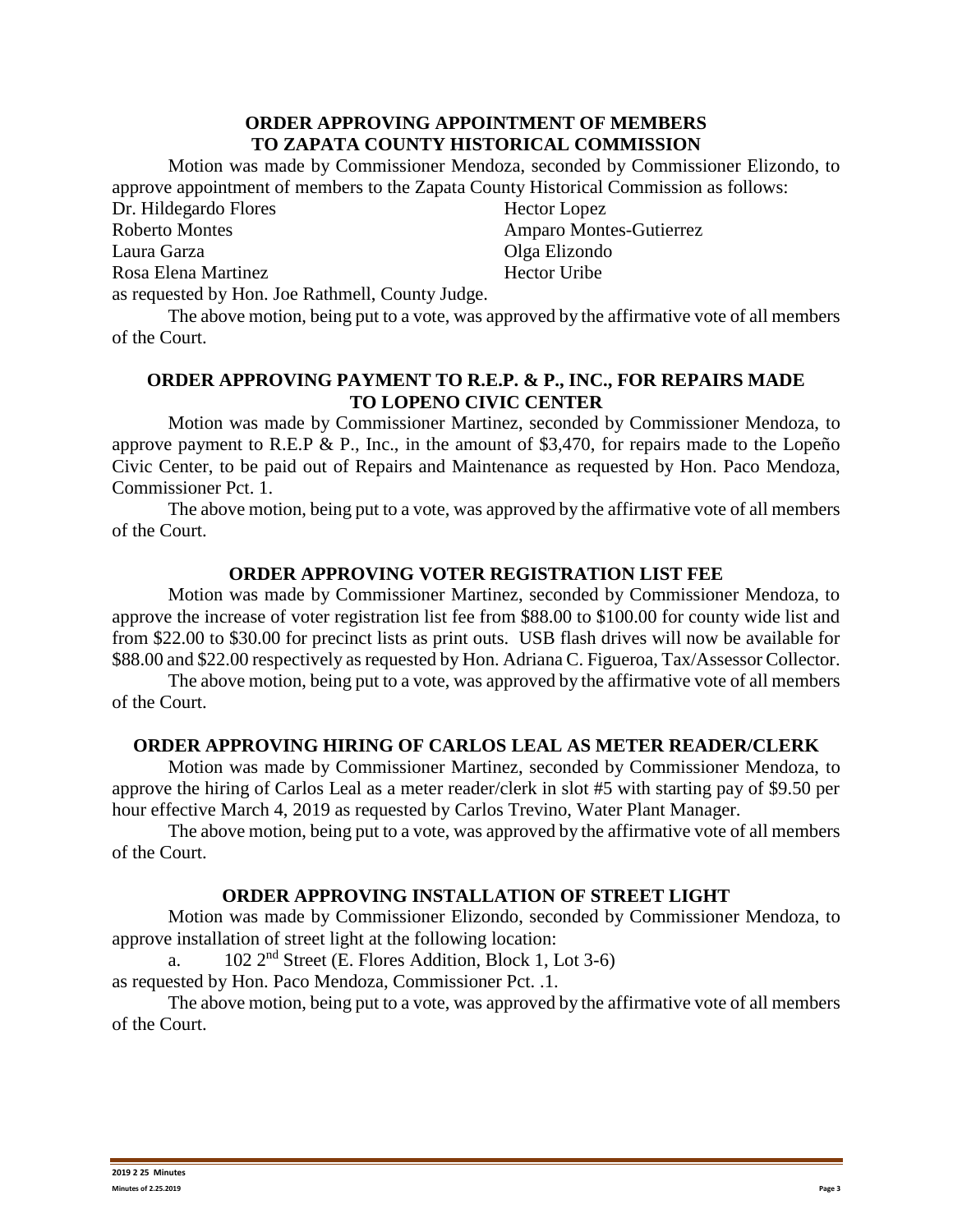**ORDER APPROVING APPOINTMENT OF MEMBERS TO ZAPATA COUNTY HISTORICAL COMMISSION**

Motion was made by Commissioner Mendoza, seconded by Commissioner Elizondo, to approve appointment of members to the Zapata County Historical Commission as follows:

| | |
|---|---|
| Dr. Hildegardo Flores | Hector Lopez |
| Roberto Montes | Amparo Montes-Gutierrez |
| Laura Garza | Olga Elizondo |
| Rosa Elena Martinez | Hector Uribe |

as requested by Hon. Joe Rathmell, County Judge.

The above motion, being put to a vote, was approved by the affirmative vote of all members of the Court.

**ORDER APPROVING PAYMENT TO R.E.P. & P., INC., FOR REPAIRS MADE TO LOPENO CIVIC CENTER**

Motion was made by Commissioner Martinez, seconded by Commissioner Mendoza, to approve payment to R.E.P & P., Inc., in the amount of $3,470, for repairs made to the Lopeño Civic Center, to be paid out of Repairs and Maintenance as requested by Hon. Paco Mendoza, Commissioner Pct. 1.

The above motion, being put to a vote, was approved by the affirmative vote of all members of the Court.

**ORDER APPROVING VOTER REGISTRATION LIST FEE**

Motion was made by Commissioner Martinez, seconded by Commissioner Mendoza, to approve the increase of voter registration list fee from $88.00 to $100.00 for county wide list and from $22.00 to $30.00 for precinct lists as print outs. USB flash drives will now be available for $88.00 and $22.00 respectively as requested by Hon. Adriana C. Figueroa, Tax/Assessor Collector.

The above motion, being put to a vote, was approved by the affirmative vote of all members of the Court.

**ORDER APPROVING HIRING OF CARLOS LEAL AS METER READER/CLERK**

Motion was made by Commissioner Martinez, seconded by Commissioner Mendoza, to approve the hiring of Carlos Leal as a meter reader/clerk in slot #5 with starting pay of $9.50 per hour effective March 4, 2019 as requested by Carlos Trevino, Water Plant Manager.

The above motion, being put to a vote, was approved by the affirmative vote of all members of the Court.

**ORDER APPROVING INSTALLATION OF STREET LIGHT**

Motion was made by Commissioner Elizondo, seconded by Commissioner Mendoza, to approve installation of street light at the following location:

a. 102 2nd Street (E. Flores Addition, Block 1, Lot 3-6)

as requested by Hon. Paco Mendoza, Commissioner Pct. .1.

The above motion, being put to a vote, was approved by the affirmative vote of all members of the Court.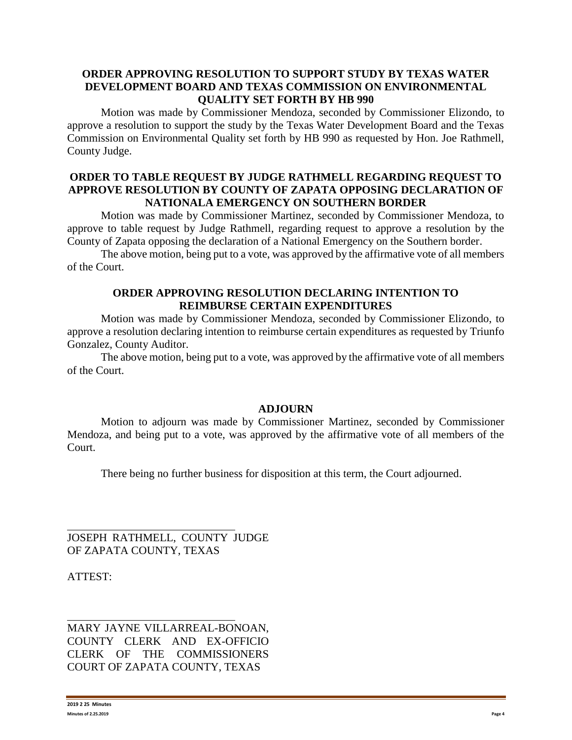### ORDER APPROVING RESOLUTION TO SUPPORT STUDY BY TEXAS WATER DEVELOPMENT BOARD AND TEXAS COMMISSION ON ENVIRONMENTAL QUALITY SET FORTH BY HB 990

Motion was made by Commissioner Mendoza, seconded by Commissioner Elizondo, to approve a resolution to support the study by the Texas Water Development Board and the Texas Commission on Environmental Quality set forth by HB 990 as requested by Hon. Joe Rathmell, County Judge.

### ORDER TO TABLE REQUEST BY JUDGE RATHMELL REGARDING REQUEST TO APPROVE RESOLUTION BY COUNTY OF ZAPATA OPPOSING DECLARATION OF NATIONALA EMERGENCY ON SOUTHERN BORDER

Motion was made by Commissioner Martinez, seconded by Commissioner Mendoza, to approve to table request by Judge Rathmell, regarding request to approve a resolution by the County of Zapata opposing the declaration of a National Emergency on the Southern border.

The above motion, being put to a vote, was approved by the affirmative vote of all members of the Court.

### ORDER APPROVING RESOLUTION DECLARING INTENTION TO REIMBURSE CERTAIN EXPENDITURES

Motion was made by Commissioner Mendoza, seconded by Commissioner Elizondo, to approve a resolution declaring intention to reimburse certain expenditures as requested by Triunfo Gonzalez, County Auditor.

The above motion, being put to a vote, was approved by the affirmative vote of all members of the Court.

### ADJOURN

Motion to adjourn was made by Commissioner Martinez, seconded by Commissioner Mendoza, and being put to a vote, was approved by the affirmative vote of all members of the Court.

There being no further business for disposition at this term, the Court adjourned.

\_\_\_\_\_\_\_\_\_\_\_\_\_\_\_\_\_\_\_\_\_\_\_\_\_\_\_\_\_\_

JOSEPH RATHMELL, COUNTY JUDGE OF ZAPATA COUNTY, TEXAS

ATTEST:

\_\_\_\_\_\_\_\_\_\_\_\_\_\_\_\_\_\_\_\_\_\_\_\_\_\_\_\_\_\_

MARY JAYNE VILLARREAL-BONOAN, COUNTY CLERK AND EX-OFFICIO CLERK OF THE COMMISSIONERS COURT OF ZAPATA COUNTY, TEXAS